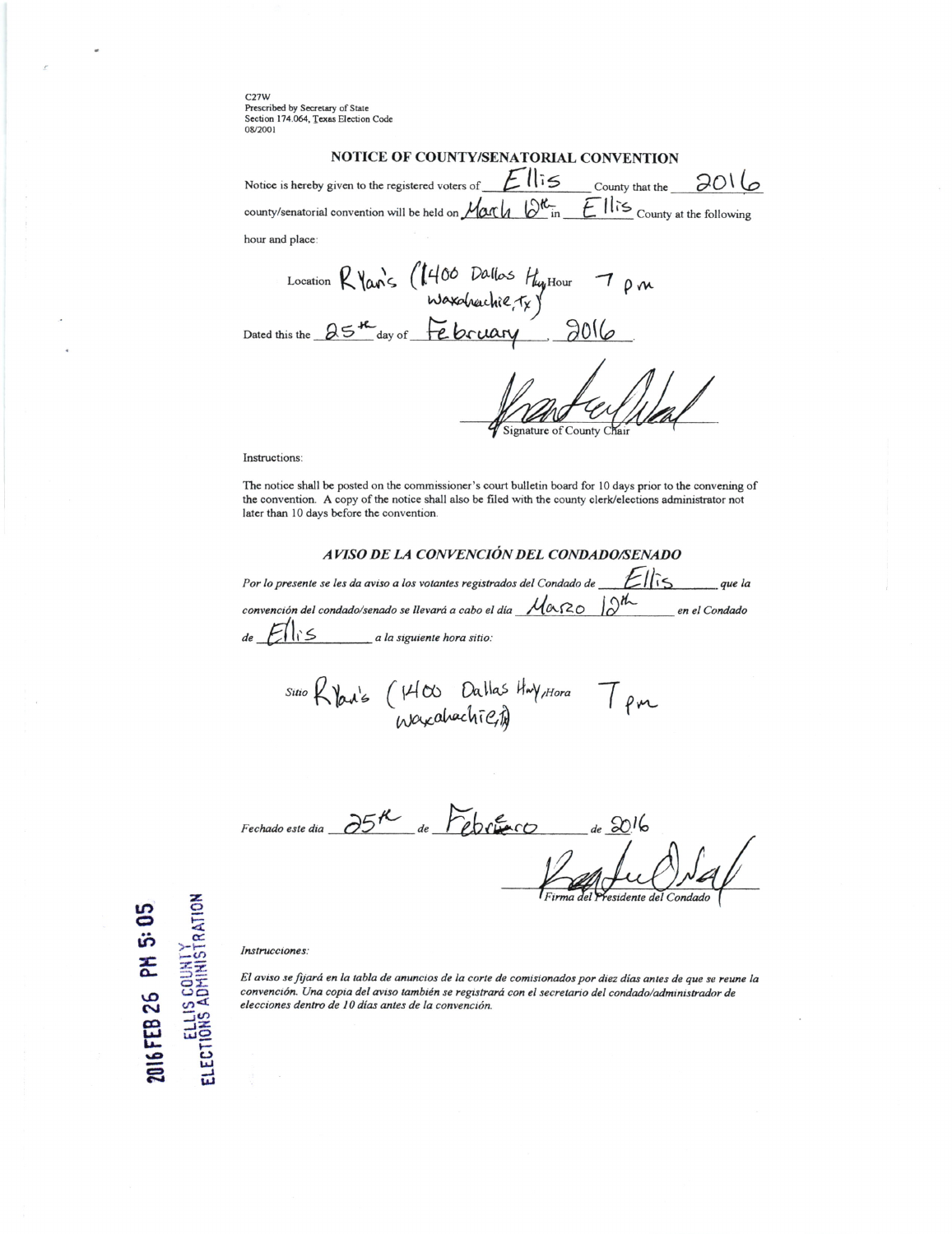C27W
Prescribed by Secretary of State
Section 174.064, Texas Election Code
08/2001

## NOTICE OF COUNTY/SENATORIAL CONVENTION

Notice is hereby given to the registered voters of Ellis County that the 2016 county/senatorial convention will be held on March 12th in Ellis County at the following hour and place:

Location Ryan's (1400 Dallas Hwy Waxahachie, Tx) Hour 7 pm

Dated this the 25th day of February, 2016.

Signature of County Chair

Instructions:

The notice shall be posted on the commissioner's court bulletin board for 10 days prior to the convening of the convention. A copy of the notice shall also be filed with the county clerk/elections administrator not later than 10 days before the convention.

## *AVISO DE LA CONVENCIÓN DEL CONDADO/SENADO*

*Por lo presente se les da aviso a los votantes registrados del Condado de* Ellis *que la convención del condado/senado se llevará a cabo el día* Marzo 12th *en el Condado de* Ellis *a la siguiente hora sitio:*

*Sitio* Ryan's (1400 Dallas Hwy Waxahachie, Tx) *Hora* 7 pm

*Fechado este dia* 25th *de* Febrero *de* 2016

*Firma del Presidente del Condado*

2016 FEB 26 PM 5:05
ELLIS COUNTY
ELECTIONS ADMINISTRATION

*Instrucciones:*

*El aviso se fijará en la tabla de anuncios de la corte de comisionados por diez días antes de que se reune la convención. Una copia del aviso también se registrará con el secretario del condado/administrador de elecciones dentro de 10 días antes de la convención.*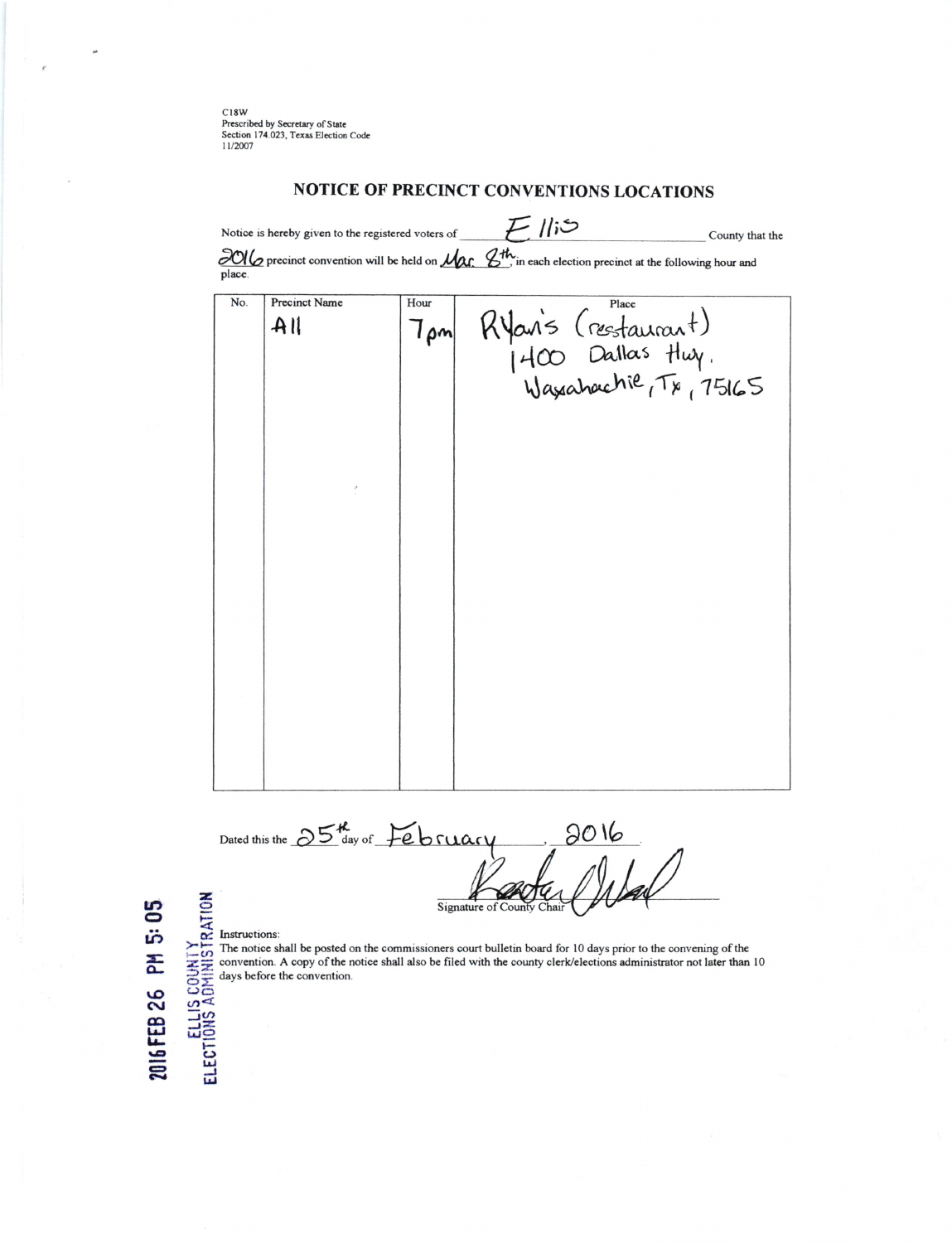C18W
Prescribed by Secretary of State
Section 174.023, Texas Election Code
11/2007

## NOTICE OF PRECINCT CONVENTIONS LOCATIONS

Notice is hereby given to the registered voters of Ellis County that the 2016 precinct convention will be held on Mar. 8th, in each election precinct at the following hour and place.

| No. | Precinct Name | Hour | Place |
|---|---|---|---|
| | All | 7pm | Ryan's (restaurant) 1400 Dallas Hwy. Waxahachie, Tx, 75165 |

Dated this the 25th day of February, 2016.

Signature of County Chair

2016 FEB 26 PM 5:05
ELLIS COUNTY
ELECTIONS ADMINISTRATION

Instructions:
The notice shall be posted on the commissioners court bulletin board for 10 days prior to the convening of the convention. A copy of the notice shall also be filed with the county clerk/elections administrator not later than 10 days before the convention.